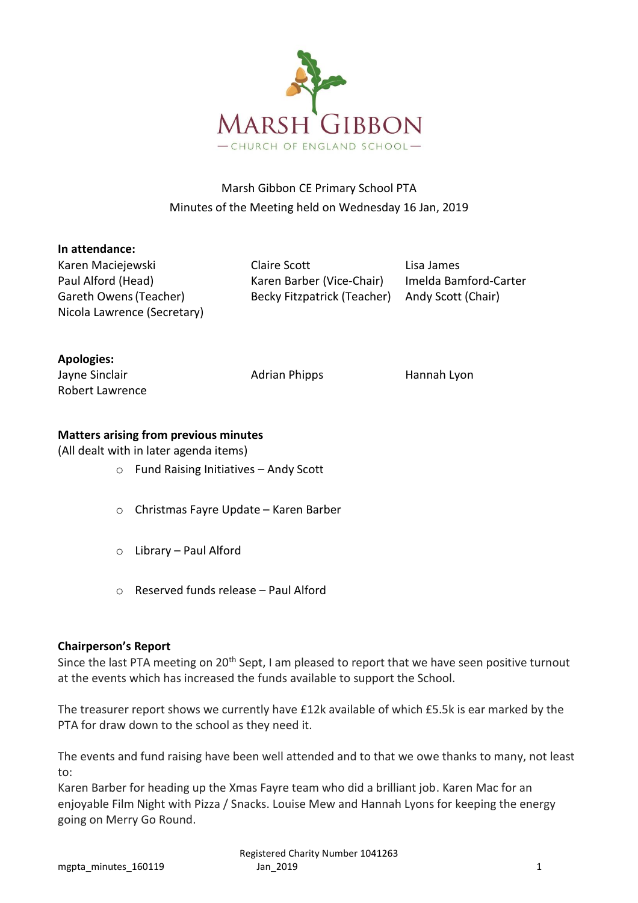MARSH GIBBON

— CHURCH OF ENGLAND SCHOOL —

Marsh Gibbon CE Primary School PTA
Minutes of the Meeting held on Wednesday 16 Jan, 2019

**In attendance:**

Karen Maciejewski
Paul Alford (Head)
Gareth Owens (Teacher)
Nicola Lawrence (Secretary)
Claire Scott
Karen Barber (Vice-Chair)
Becky Fitzpatrick (Teacher)
Lisa James
Imelda Bamford-Carter
Andy Scott (Chair)

**Apologies:**

Jayne Sinclair
Robert Lawrence
Adrian Phipps
Hannah Lyon

**Matters arising from previous minutes**
(All dealt with in later agenda items)

- Fund Raising Initiatives – Andy Scott
- Christmas Fayre Update – Karen Barber
- Library – Paul Alford
- Reserved funds release – Paul Alford

**Chairperson's Report**

Since the last PTA meeting on 20th Sept, I am pleased to report that we have seen positive turnout at the events which has increased the funds available to support the School.

The treasurer report shows we currently have £12k available of which £5.5k is ear marked by the PTA for draw down to the school as they need it.

The events and fund raising have been well attended and to that we owe thanks to many, not least to:
Karen Barber for heading up the Xmas Fayre team who did a brilliant job. Karen Mac for an enjoyable Film Night with Pizza / Snacks. Louise Mew and Hannah Lyons for keeping the energy going on Merry Go Round.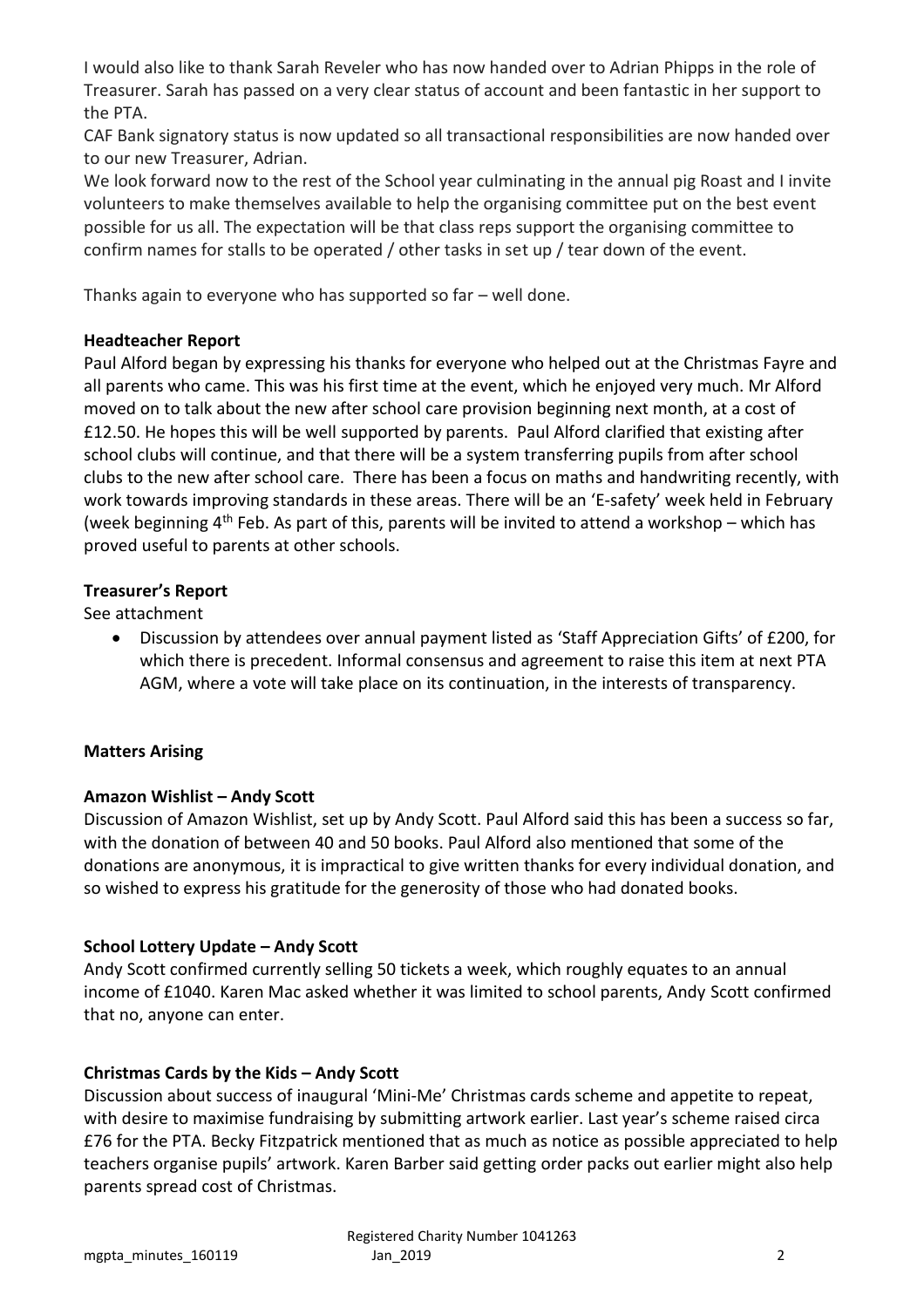I would also like to thank Sarah Reveler who has now handed over to Adrian Phipps in the role of Treasurer. Sarah has passed on a very clear status of account and been fantastic in her support to the PTA.

CAF Bank signatory status is now updated so all transactional responsibilities are now handed over to our new Treasurer, Adrian.

We look forward now to the rest of the School year culminating in the annual pig Roast and I invite volunteers to make themselves available to help the organising committee put on the best event possible for us all. The expectation will be that class reps support the organising committee to confirm names for stalls to be operated / other tasks in set up / tear down of the event.

Thanks again to everyone who has supported so far – well done.

**Headteacher Report**

Paul Alford began by expressing his thanks for everyone who helped out at the Christmas Fayre and all parents who came. This was his first time at the event, which he enjoyed very much. Mr Alford moved on to talk about the new after school care provision beginning next month, at a cost of £12.50. He hopes this will be well supported by parents. Paul Alford clarified that existing after school clubs will continue, and that there will be a system transferring pupils from after school clubs to the new after school care. There has been a focus on maths and handwriting recently, with work towards improving standards in these areas. There will be an 'E-safety' week held in February (week beginning 4th Feb. As part of this, parents will be invited to attend a workshop – which has proved useful to parents at other schools.

**Treasurer's Report**

See attachment

- Discussion by attendees over annual payment listed as 'Staff Appreciation Gifts' of £200, for which there is precedent. Informal consensus and agreement to raise this item at next PTA AGM, where a vote will take place on its continuation, in the interests of transparency.

**Matters Arising**

**Amazon Wishlist – Andy Scott**

Discussion of Amazon Wishlist, set up by Andy Scott. Paul Alford said this has been a success so far, with the donation of between 40 and 50 books. Paul Alford also mentioned that some of the donations are anonymous, it is impractical to give written thanks for every individual donation, and so wished to express his gratitude for the generosity of those who had donated books.

**School Lottery Update – Andy Scott**

Andy Scott confirmed currently selling 50 tickets a week, which roughly equates to an annual income of £1040. Karen Mac asked whether it was limited to school parents, Andy Scott confirmed that no, anyone can enter.

**Christmas Cards by the Kids – Andy Scott**

Discussion about success of inaugural 'Mini-Me' Christmas cards scheme and appetite to repeat, with desire to maximise fundraising by submitting artwork earlier. Last year's scheme raised circa £76 for the PTA. Becky Fitzpatrick mentioned that as much as notice as possible appreciated to help teachers organise pupils' artwork. Karen Barber said getting order packs out earlier might also help parents spread cost of Christmas.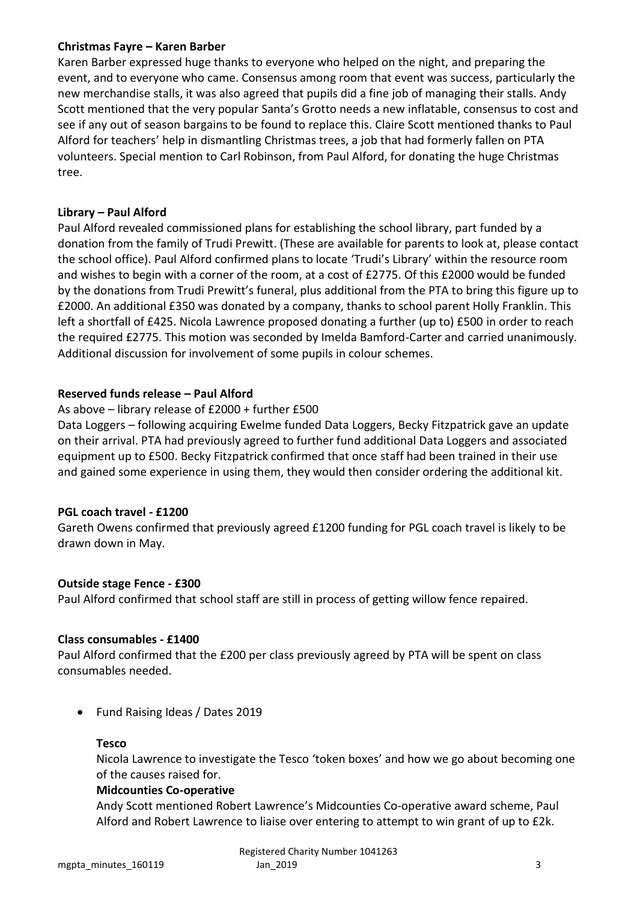**Christmas Fayre – Karen Barber**

Karen Barber expressed huge thanks to everyone who helped on the night, and preparing the event, and to everyone who came. Consensus among room that event was success, particularly the new merchandise stalls, it was also agreed that pupils did a fine job of managing their stalls. Andy Scott mentioned that the very popular Santa's Grotto needs a new inflatable, consensus to cost and see if any out of season bargains to be found to replace this. Claire Scott mentioned thanks to Paul Alford for teachers' help in dismantling Christmas trees, a job that had formerly fallen on PTA volunteers. Special mention to Carl Robinson, from Paul Alford, for donating the huge Christmas tree.

**Library – Paul Alford**

Paul Alford revealed commissioned plans for establishing the school library, part funded by a donation from the family of Trudi Prewitt. (These are available for parents to look at, please contact the school office). Paul Alford confirmed plans to locate 'Trudi's Library' within the resource room and wishes to begin with a corner of the room, at a cost of £2775. Of this £2000 would be funded by the donations from Trudi Prewitt's funeral, plus additional from the PTA to bring this figure up to £2000. An additional £350 was donated by a company, thanks to school parent Holly Franklin. This left a shortfall of £425. Nicola Lawrence proposed donating a further (up to) £500 in order to reach the required £2775. This motion was seconded by Imelda Bamford-Carter and carried unanimously. Additional discussion for involvement of some pupils in colour schemes.

**Reserved funds release – Paul Alford**

As above – library release of £2000 + further £500

Data Loggers – following acquiring Ewelme funded Data Loggers, Becky Fitzpatrick gave an update on their arrival. PTA had previously agreed to further fund additional Data Loggers and associated equipment up to £500. Becky Fitzpatrick confirmed that once staff had been trained in their use and gained some experience in using them, they would then consider ordering the additional kit.

**PGL coach travel - £1200**

Gareth Owens confirmed that previously agreed £1200 funding for PGL coach travel is likely to be drawn down in May.

**Outside stage Fence - £300**

Paul Alford confirmed that school staff are still in process of getting willow fence repaired.

**Class consumables - £1400**

Paul Alford confirmed that the £200 per class previously agreed by PTA will be spent on class consumables needed.

- Fund Raising Ideas / Dates 2019

  **Tesco**

  Nicola Lawrence to investigate the Tesco 'token boxes' and how we go about becoming one of the causes raised for.

  **Midcounties Co-operative**

  Andy Scott mentioned Robert Lawrence's Midcounties Co-operative award scheme, Paul Alford and Robert Lawrence to liaise over entering to attempt to win grant of up to £2k.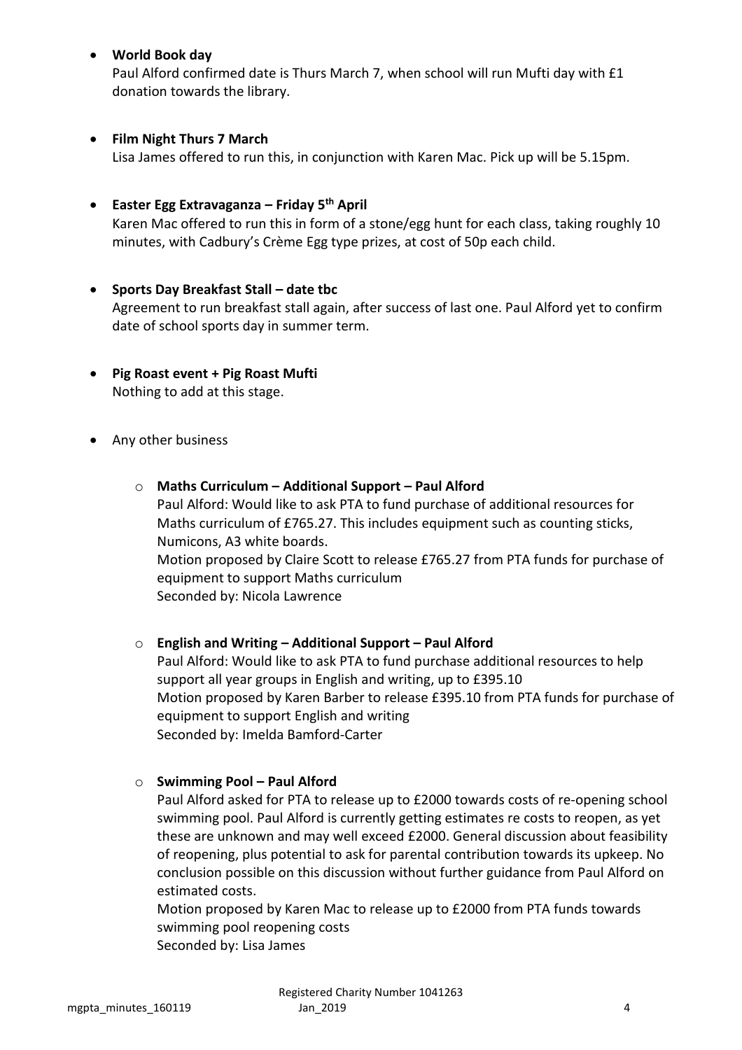- **World Book day**
  Paul Alford confirmed date is Thurs March 7, when school will run Mufti day with £1 donation towards the library.

- **Film Night Thurs 7 March**
  Lisa James offered to run this, in conjunction with Karen Mac. Pick up will be 5.15pm.

- **Easter Egg Extravaganza – Friday 5th April**
  Karen Mac offered to run this in form of a stone/egg hunt for each class, taking roughly 10 minutes, with Cadbury's Crème Egg type prizes, at cost of 50p each child.

- **Sports Day Breakfast Stall – date tbc**
  Agreement to run breakfast stall again, after success of last one. Paul Alford yet to confirm date of school sports day in summer term.

- **Pig Roast event + Pig Roast Mufti**
  Nothing to add at this stage.

- Any other business

  - **Maths Curriculum – Additional Support – Paul Alford**
    Paul Alford: Would like to ask PTA to fund purchase of additional resources for Maths curriculum of £765.27. This includes equipment such as counting sticks, Numicons, A3 white boards.
    Motion proposed by Claire Scott to release £765.27 from PTA funds for purchase of equipment to support Maths curriculum
    Seconded by: Nicola Lawrence

  - **English and Writing – Additional Support – Paul Alford**
    Paul Alford: Would like to ask PTA to fund purchase additional resources to help support all year groups in English and writing, up to £395.10
    Motion proposed by Karen Barber to release £395.10 from PTA funds for purchase of equipment to support English and writing
    Seconded by: Imelda Bamford-Carter

  - **Swimming Pool – Paul Alford**
    Paul Alford asked for PTA to release up to £2000 towards costs of re-opening school swimming pool. Paul Alford is currently getting estimates re costs to reopen, as yet these are unknown and may well exceed £2000. General discussion about feasibility of reopening, plus potential to ask for parental contribution towards its upkeep. No conclusion possible on this discussion without further guidance from Paul Alford on estimated costs.
    Motion proposed by Karen Mac to release up to £2000 from PTA funds towards swimming pool reopening costs
    Seconded by: Lisa James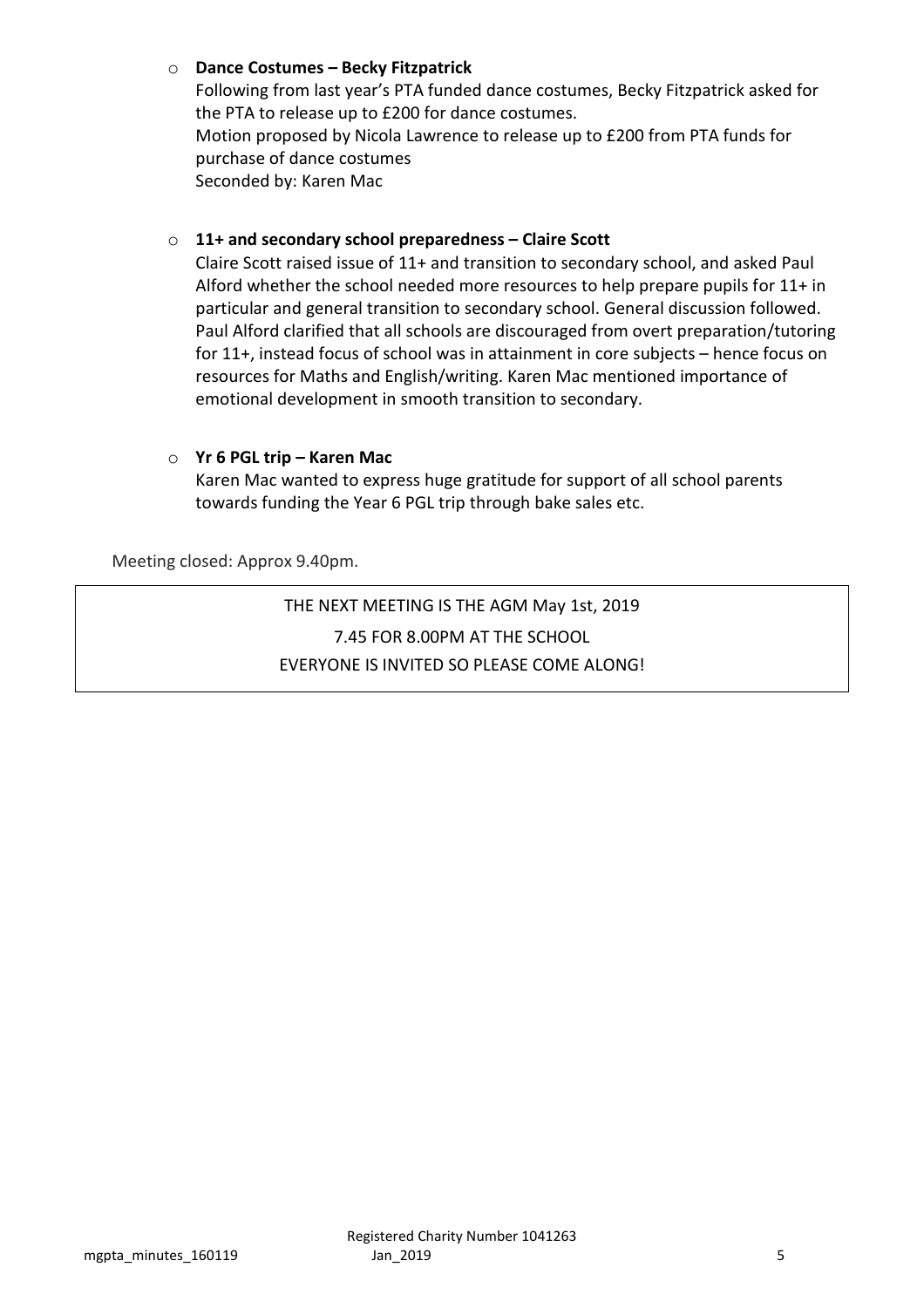- **Dance Costumes – Becky Fitzpatrick**
  Following from last year's PTA funded dance costumes, Becky Fitzpatrick asked for the PTA to release up to £200 for dance costumes.
  Motion proposed by Nicola Lawrence to release up to £200 from PTA funds for purchase of dance costumes
  Seconded by: Karen Mac

- **11+ and secondary school preparedness – Claire Scott**
  Claire Scott raised issue of 11+ and transition to secondary school, and asked Paul Alford whether the school needed more resources to help prepare pupils for 11+ in particular and general transition to secondary school. General discussion followed. Paul Alford clarified that all schools are discouraged from overt preparation/tutoring for 11+, instead focus of school was in attainment in core subjects – hence focus on resources for Maths and English/writing. Karen Mac mentioned importance of emotional development in smooth transition to secondary.

- **Yr 6 PGL trip – Karen Mac**
  Karen Mac wanted to express huge gratitude for support of all school parents towards funding the Year 6 PGL trip through bake sales etc.

Meeting closed: Approx 9.40pm.

THE NEXT MEETING IS THE AGM May 1st, 2019
7.45 FOR 8.00PM AT THE SCHOOL
EVERYONE IS INVITED SO PLEASE COME ALONG!